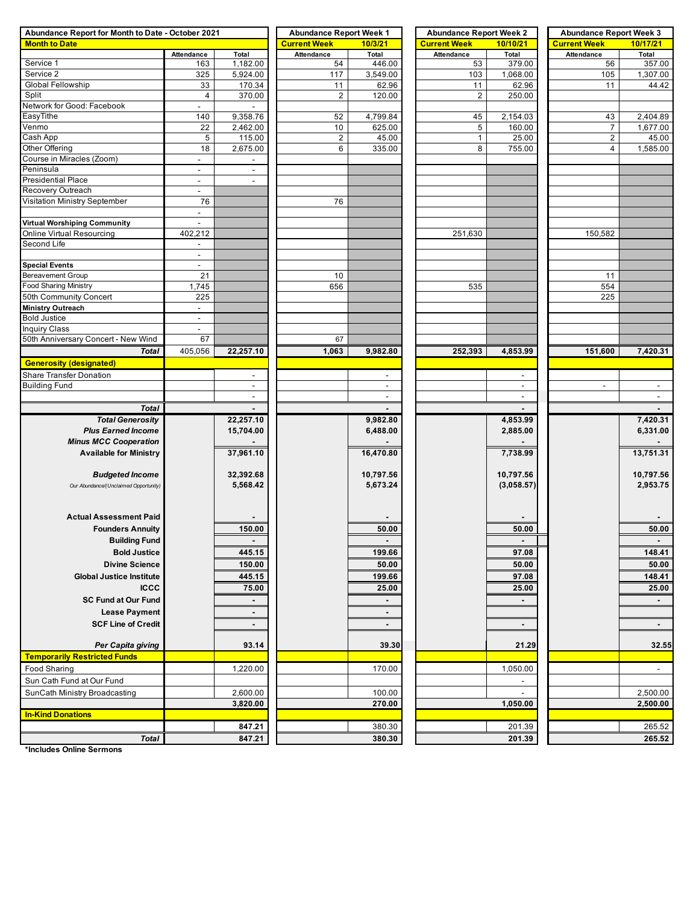| Abundance Report for Month to Date - October 2021 | | | Abundance Report Week 1 | | Abundance Report Week 2 | | Abundance Report Week 3 | |
|---|---|---|---|---|---|---|---|---|
| **Month to Date** | | | **Current Week** | **10/3/21** | **Current Week** | **10/10/21** | **Current Week** | **10/17/21** |
| | Attendance | Total | Attendance | Total | Attendance | Total | Attendance | Total |
| Service 1 | 163 | 1,182.00 | 54 | 446.00 | 53 | 379.00 | 56 | 357.00 |
| Service 2 | 325 | 5,924.00 | 117 | 3,549.00 | 103 | 1,068.00 | 105 | 1,307.00 |
| Global Fellowship | 33 | 170.34 | 11 | 62.96 | 11 | 62.96 | 11 | 44.42 |
| Split | 4 | 370.00 | 2 | 120.00 | 2 | 250.00 | | |
| Network for Good: Facebook | - | - | | | | | | |
| EasyTithe | 140 | 9,358.76 | 52 | 4,799.84 | 45 | 2,154.03 | 43 | 2,404.89 |
| Venmo | 22 | 2,462.00 | 10 | 625.00 | 5 | 160.00 | 7 | 1,677.00 |
| Cash App | 5 | 115.00 | 2 | 45.00 | 1 | 25.00 | 2 | 45.00 |
| Other Offering | 18 | 2,675.00 | 6 | 335.00 | 8 | 755.00 | 4 | 1,585.00 |
| Course in Miracles (Zoom) | - | - | | | | | | |
| Peninsula | - | - | | | | | | |
| Presidential Place | - | - | | | | | | |
| Recovery Outreach | - | | | | | | | |
| Visitation Ministry September | 76 | | 76 | | | | | |
| | - | | | | | | | |
| **Virtual Worshiping Community** | - | | | | | | | |
| Online Virtual Resourcing | 402,212 | | | | 251,630 | | 150,582 | |
| Second Life | - | | | | | | | |
| | - | | | | | | | |
| **Special Events** | - | | | | | | | |
| Bereavement Group | 21 | | 10 | | | | 11 | |
| Food Sharing Ministry | 1,745 | | 656 | | 535 | | 554 | |
| 50th Community Concert | 225 | | | | | | 225 | |
| **Ministry Outreach** | - | | | | | | | |
| Bold Justice | - | | | | | | | |
| Inquiry Class | - | | | | | | | |
| 50th Anniversary Concert - New Wind | 67 | | 67 | | | | | |
| ***Total*** | 405,056 | **22,257.10** | **1,063** | **9,982.80** | **252,393** | **4,853.99** | **151,600** | **7,420.31** |
| **Generosity (designated)** | | | | | | | | |
| Share Transfer Donation | | - | | - | | - | | |
| Building Fund | | - | | - | | - | - | - |
| | | - | | - | | - | | - |
| ***Total*** | | **-** | | **-** | | **-** | | **-** |
| ***Total Generosity*** | | **22,257.10** | | **9,982.80** | | **4,853.99** | | **7,420.31** |
| ***Plus Earned Income*** | | **15,704.00** | | **6,488.00** | | **2,885.00** | | **6,331.00** |
| ***Minus MCC Cooperation*** | | **-** | | **-** | | **-** | | **-** |
| **Available for Ministry** | | **37,961.10** | | **16,470.80** | | **7,738.99** | | **13,751.31** |
| ***Budgeted Income*** | | **32,392.68** | | **10,797.56** | | **10,797.56** | | **10,797.56** |
| *Our Abundance/(Unclaimed Opportunity)* | | **5,568.42** | | **5,673.24** | | **(3,058.57)** | | **2,953.75** |
| **Actual Assessment Paid** | | **-** | | **-** | | **-** | | **-** |
| **Founders Annuity** | | **150.00** | | **50.00** | | **50.00** | | **50.00** |
| **Building Fund** | | **-** | | **-** | | **-** | | **-** |
| **Bold Justice** | | **445.15** | | **199.66** | | **97.08** | | **148.41** |
| **Divine Science** | | **150.00** | | **50.00** | | **50.00** | | **50.00** |
| **Global Justice Institute** | | **445.15** | | **199.66** | | **97.08** | | **148.41** |
| **ICCC** | | **75.00** | | **25.00** | | **25.00** | | **25.00** |
| **SC Fund at Our Fund** | | **-** | | **-** | | **-** | | **-** |
| **Lease Payment** | | **-** | | **-** | | | | |
| **SCF Line of Credit** | | **-** | | **-** | | **-** | | **-** |
| ***Per Capita giving*** | | **93.14** | | **39.30** | | **21.29** | | **32.55** |
| **Temporarily Restricted Funds** | | | | | | | | |
| Food Sharing | | 1,220.00 | | 170.00 | | 1,050.00 | | - |
| Sun Cath Fund at Our Fund | | | | | | - | | |
| SunCath Ministry Broadcasting | | 2,600.00 | | 100.00 | | - | | 2,500.00 |
| | | **3,820.00** | | **270.00** | | **1,050.00** | | **2,500.00** |
| **In-Kind Donations** | | | | | | | | |
| | | **847.21** | | 380.30 | | 201.39 | | 265.52 |
| ***Total*** | | **847.21** | | **380.30** | | **201.39** | | **265.52** |

**\*Includes Online Sermons**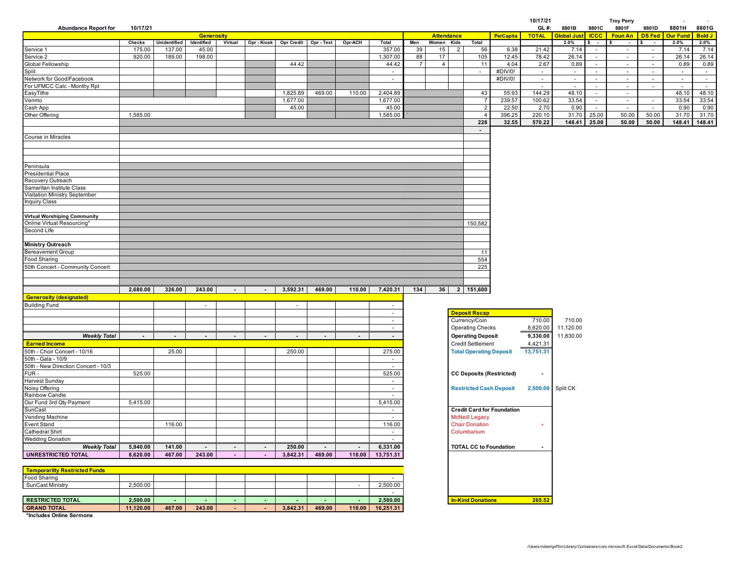**Abundance Report for** 10/17/21

| | Checks | Unidentified | Identified | Virtual | Opr - Kiosk | Opr Credit | Opr - Text | Opr-ACH | Total | Men | Women | Kids | Total | PerCapita | TOTAL | Global Just | ICCC | Foun An | DS Fed | Our Fund | Bold J |
|---|---|---|---|---|---|---|---|---|---|---|---|---|---|---|---|---|---|---|---|---|---|
| | Generosity | | | | | | | | | Attendance | | | | | 10/17/21 GL #: | 8801B | 8801C | Troy Perry 8801F | 8801D | - 8801H | - 8801G |
| | | | | | | | | | | | | | | | | 2.0% | $ - | $ - | $ - | 2.0% | 2.0% |
| Service 1 | 175.00 | 137.00 | 45.00 | | | | | | 357.00 | 39 | 15 | 2 | 56 | 6.38 | 21.42 | 7.14 | - | - | - | 7.14 | 7.14 |
| Service 2 | 920.00 | 189.00 | 198.00 | | | | | | 1,307.00 | 88 | 17 | | 105 | 12.45 | 78.42 | 26.14 | - | - | - | 26.14 | 26.14 |
| Global Fellowship | | | | | | 44.42 | | | 44.42 | 7 | 4 | | 11 | 4.04 | 2.67 | 0.89 | - | - | - | 0.89 | 0.89 |
| Split | | | | | | | | | - | | | | - | #DIV/0! | - | - | - | - | - | - | - |
| Network for Good/Facebook | | | | | | | | | - | | | | | #DIV/0! | - | - | - | - | - | - | - |
| For UFMCC Calc - Monthy Rpt | | | | | | | | | | | | | | | - | - | - | - | - | - | - |
| EasyTithe | | | | | | 1,825.89 | 469.00 | 110.00 | 2,404.89 | | | | 43 | 55.93 | 144.29 | 48.10 | - | - | | 48.10 | 48.10 |
| Venmo | | | | | | 1,677.00 | | | 1,677.00 | | | | 7 | 239.57 | 100.62 | 33.54 | - | - | - | 33.54 | 33.54 |
| Cash App | | | | | | 45.00 | | | 45.00 | | | | 2 | 22.50 | 2.70 | 0.90 | - | - | - | 0.90 | 0.90 |
| Other Offering | 1,585.00 | | | | | | | | 1,585.00 | | | | 4 | 396.25 | 220.10 | 31.70 | 25.00 | 50.00 | 50.00 | 31.70 | 31.70 |
| | | | | | | | | | | | | | 228 | 32.55 | 570.22 | 148.41 | 25.00 | 50.00 | 50.00 | 148.41 | 148.41 |
| | | | | | | | | | | | | | - | | | | | | | | |
| Course in Miracles | | | | | | | | | | | | | | | | | | | | | |
| Peninsula | | | | | | | | | | | | | | | | | | | | | |
| Presidential Place | | | | | | | | | | | | | | | | | | | | | |
| Recovery Outreach | | | | | | | | | | | | | | | | | | | | | |
| Samaritan Institute Class | | | | | | | | | | | | | | | | | | | | | |
| Visitation Ministry September | | | | | | | | | | | | | | | | | | | | | |
| Inquiry Class | | | | | | | | | | | | | | | | | | | | | |
| **Virtual Worshiping Community** | | | | | | | | | | | | | | | | | | | | | |
| Online Virtual Resourcing* | | | | | | | | | | | | | 150,582 | | | | | | | | |
| Second Life | | | | | | | | | | | | | | | | | | | | | |
| **Ministry Outreach** | | | | | | | | | | | | | | | | | | | | | |
| Bereavement Group | | | | | | | | | | | | | 11 | | | | | | | | |
| Food Sharing | | | | | | | | | | | | | 554 | | | | | | | | |
| 50th Concert - Community Concert | | | | | | | | | | | | | 225 | | | | | | | | |
| | 2,680.00 | 326.00 | 243.00 | - | - | 3,592.31 | 469.00 | 110.00 | 7,420.31 | 134 | 36 | 2 | 151,600 | | | | | | | | |

| | Checks | Unidentified | Identified | Virtual | Opr - Kiosk | Opr Credit | Opr - Text | Opr-ACH | Total |
|---|---|---|---|---|---|---|---|---|---|
| **Generosity (designated)** | | | | | | | | | |
| Building Fund | | | - | | | - | | | - |
| | | | | | | | | | - |
| | | | | | | | | | - |
| | | | | | | | | | - |
| ***Weekly Total*** | - | - | - | - | - | - | - | - | - |
| **Earned Income** | | | | | | | | | |
| 50th - Choir Concert - 10/16 | | 25.00 | | | | 250.00 | | | 275.00 |
| 50th - Gala - 10/9 | | | | | | | | | - |
| 50th - New Direction Concert - 10/3 | | | | | | | | | - |
| FUR - | 525.00 | | | | | | | | 525.00 |
| Harvest Sunday | | | | | | | | | - |
| Noisy Offering | | | | | | | | | - |
| Rainbow Candle | | | | | | | | | - |
| Our Fund 3rd Qty Payment | 5,415.00 | | | | | | | | 5,415.00 |
| SunCast | | | | | | | | | - |
| Vending Machine | | | | | | | | | - |
| Event Stand | | 116.00 | | | | | | | 116.00 |
| Cathedral Shirt | | | | | | | | | - |
| Wedding Donation | | | | | | | | | - |
| ***Weekly Total*** | 5,940.00 | 141.00 | - | - | - | 250.00 | - | - | 6,331.00 |
| **UNRESTRICTED TOTAL** | 8,620.00 | 467.00 | 243.00 | - | - | 3,842.31 | 469.00 | 110.00 | 13,751.31 |
| **Temporarilty Restricted Funds** | | | | | | | | | |
| Food Sharing | | | | | | | | | - |
| SunCast Ministry | 2,500.00 | | | | | | | - | 2,500.00 |
| | | | | | | | | | - |
| **RESTRICTED TOTAL** | 2,500.00 | - | - | - | - | - | - | - | 2,500.00 |
| **GRAND TOTAL** | 11,120.00 | 467.00 | 243.00 | - | - | 3,842.31 | 469.00 | 110.00 | 16,251.31 |

***Includes Online Sermons**

| **Deposit Recap** | | |
|---|---|---|
| Currency/Coin | 710.00 | 710.00 |
| Operating Checks | 8,620.00 | 11,120.00 |
| **Operating Deposit** | **9,330.00** | 11,830.00 |
| Credit Settlement | 4,421.31 | |
| **Total Operating Deposit** | **13,751.31** | |
| **CC Deposits (Restricted)** | - | |
| **Restricted Cash Deposit** | **2,500.00** | Split CK |
| **Credit Card for Foundation** | | |
| McNeill Legacy | | |
| Chair Donation | - | |
| Columbarium | | |
| **TOTAL CC to Foundation** | - | |
| **In-Kind Donations** | **265.52** | |